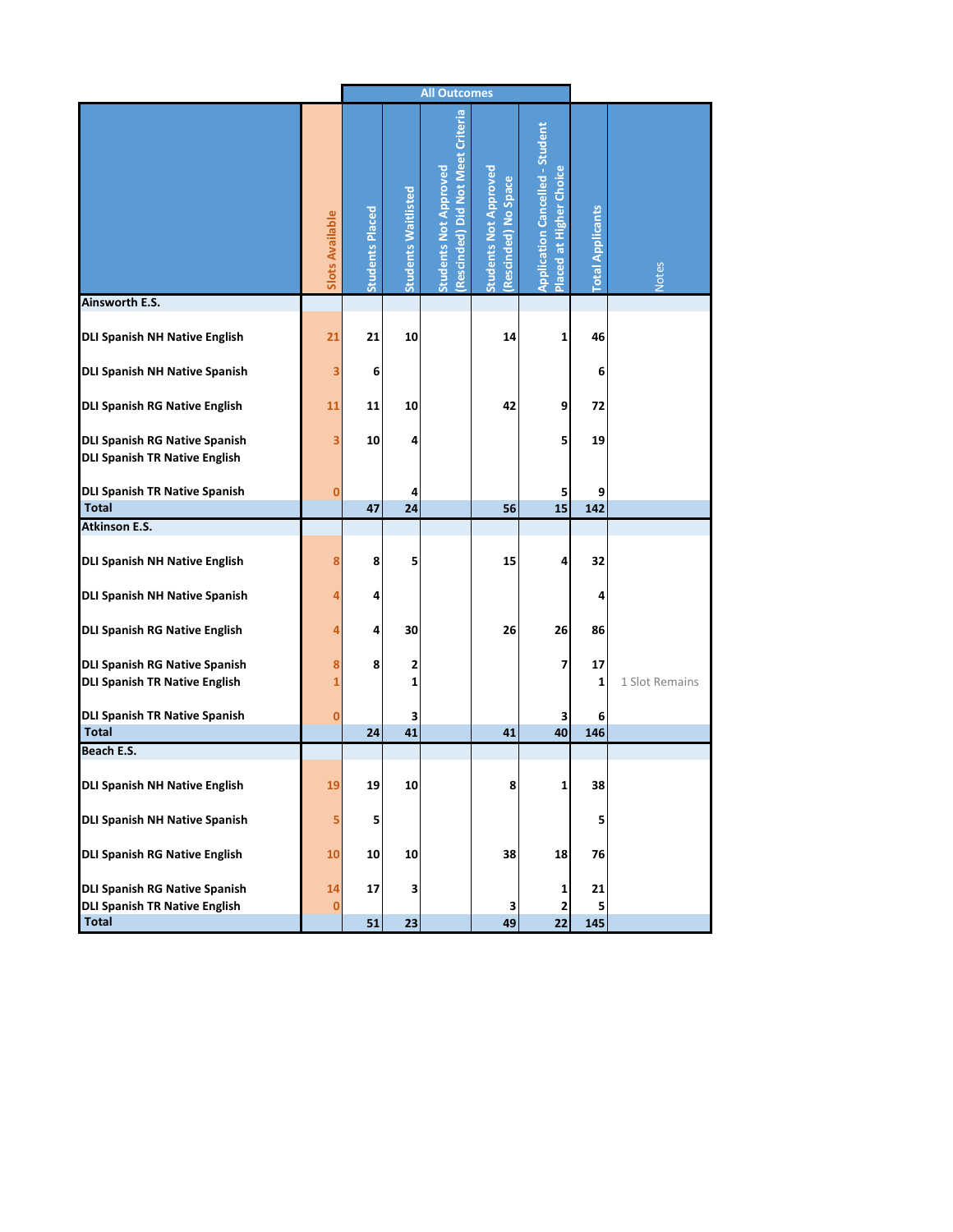| | Slots Available | All Outcomes | | | | | Total Applicants | Notes |
|---|---|---|---|---|---|---|---|---|
| | | Students Placed | Students Waitlisted | Students Not Approved (Rescinded) Did Not Meet Criteria | Students Not Approved (Rescinded) No Space | Application Cancelled - Student Placed at Higher Choice | | |
| **Ainsworth E.S.** | | | | | | | | |
| **DLI Spanish NH Native English** | 21 | 21 | 10 | | 14 | 1 | 46 | |
| **DLI Spanish NH Native Spanish** | 3 | 6 | | | | | 6 | |
| **DLI Spanish RG Native English** | 11 | 11 | 10 | | 42 | 9 | 72 | |
| **DLI Spanish RG Native Spanish** | 3 | 10 | 4 | | | 5 | 19 | |
| **DLI Spanish TR Native English** | | | | | | | | |
| **DLI Spanish TR Native Spanish** | 0 | | 4 | | | 5 | 9 | |
| **Total** | | 47 | 24 | | 56 | 15 | 142 | |
| **Atkinson E.S.** | | | | | | | | |
| **DLI Spanish NH Native English** | 8 | 8 | 5 | | 15 | 4 | 32 | |
| **DLI Spanish NH Native Spanish** | 4 | 4 | | | | | 4 | |
| **DLI Spanish RG Native English** | 4 | 4 | 30 | | 26 | 26 | 86 | |
| **DLI Spanish RG Native Spanish** | 8 | 8 | 2 | | | 7 | 17 | |
| **DLI Spanish TR Native English** | 1 | | 1 | | | | 1 | 1 Slot Remains |
| **DLI Spanish TR Native Spanish** | 0 | | 3 | | | 3 | 6 | |
| **Total** | | 24 | 41 | | 41 | 40 | 146 | |
| **Beach E.S.** | | | | | | | | |
| **DLI Spanish NH Native English** | 19 | 19 | 10 | | 8 | 1 | 38 | |
| **DLI Spanish NH Native Spanish** | 5 | 5 | | | | | 5 | |
| **DLI Spanish RG Native English** | 10 | 10 | 10 | | 38 | 18 | 76 | |
| **DLI Spanish RG Native Spanish** | 14 | 17 | 3 | | | 1 | 21 | |
| **DLI Spanish TR Native English** | 0 | | | | 3 | 2 | 5 | |
| **Total** | | 51 | 23 | | 49 | 22 | 145 | |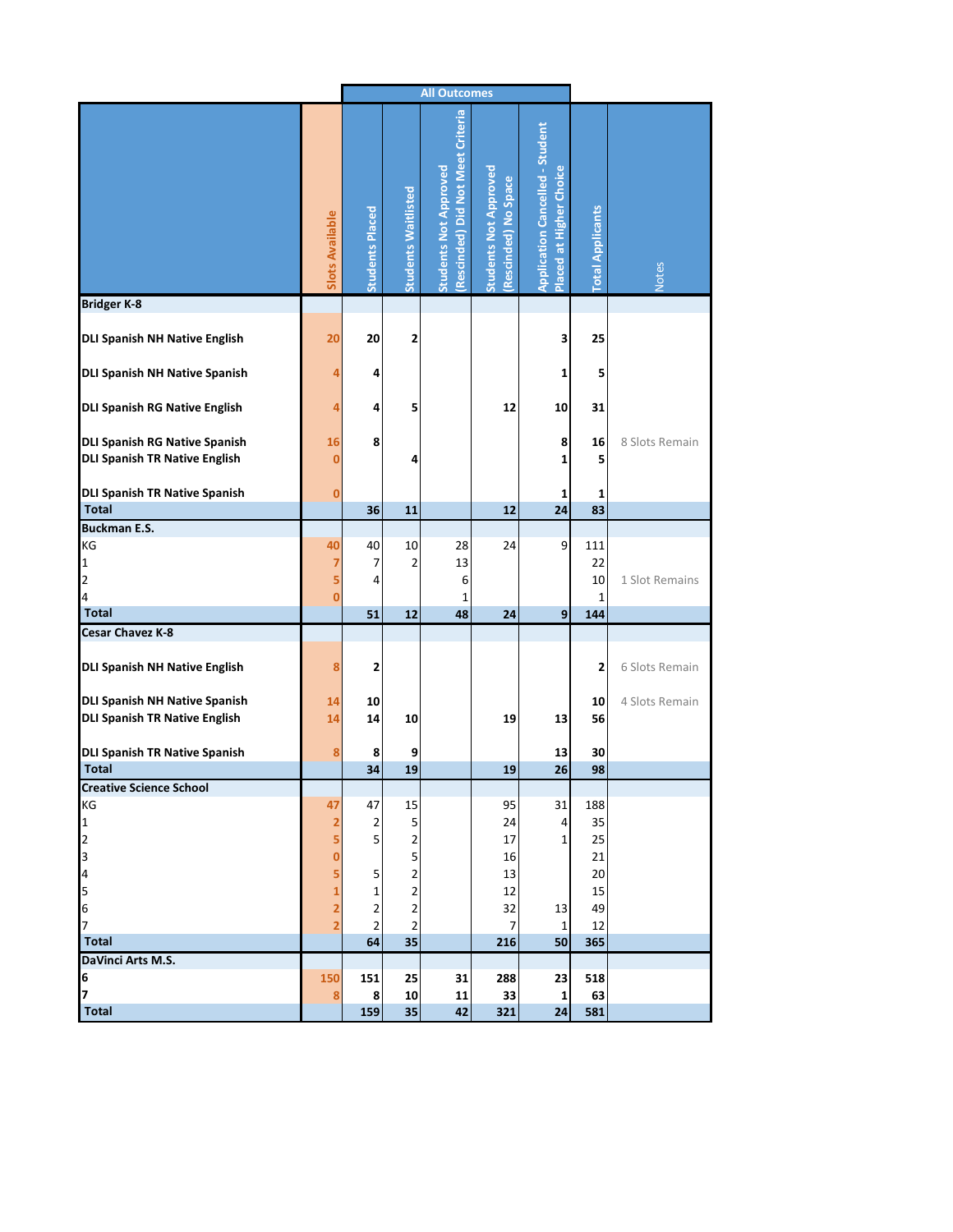| | Slots Available | All Outcomes | | | | | Total Applicants | Notes |
|---|---|---|---|---|---|---|---|---|
| | | Students Placed | Students Waitlisted | Students Not Approved (Rescinded) Did Not Meet Criteria | Students Not Approved (Rescinded) No Space | Application Cancelled - Student Placed at Higher Choice | | |
| **Bridger K-8** | | | | | | | | |
| **DLI Spanish NH Native English** | 20 | 20 | 2 | | | 3 | 25 | |
| **DLI Spanish NH Native Spanish** | 4 | 4 | | | | 1 | 5 | |
| **DLI Spanish RG Native English** | 4 | 4 | 5 | | 12 | 10 | 31 | |
| **DLI Spanish RG Native Spanish** | 16 | 8 | | | | 8 | 16 | 8 Slots Remain |
| **DLI Spanish TR Native English** | 0 | | 4 | | | 1 | 5 | |
| **DLI Spanish TR Native Spanish** | 0 | | | | | 1 | 1 | |
| **Total** | | 36 | 11 | | 12 | 24 | 83 | |
| **Buckman E.S.** | | | | | | | | |
| KG | 40 | 40 | 10 | 28 | 24 | 9 | 111 | |
| 1 | 7 | 7 | 2 | 13 | | | 22 | |
| 2 | 5 | 4 | | 6 | | | 10 | 1 Slot Remains |
| 4 | 0 | | | 1 | | | 1 | |
| **Total** | | 51 | 12 | 48 | 24 | 9 | 144 | |
| **Cesar Chavez K-8** | | | | | | | | |
| **DLI Spanish NH Native English** | 8 | 2 | | | | | 2 | 6 Slots Remain |
| **DLI Spanish NH Native Spanish** | 14 | 10 | | | | | 10 | 4 Slots Remain |
| **DLI Spanish TR Native English** | 14 | 14 | 10 | | 19 | 13 | 56 | |
| **DLI Spanish TR Native Spanish** | 8 | 8 | 9 | | | 13 | 30 | |
| **Total** | | 34 | 19 | | 19 | 26 | 98 | |
| **Creative Science School** | | | | | | | | |
| KG | 47 | 47 | 15 | | 95 | 31 | 188 | |
| 1 | 2 | 2 | 5 | | 24 | 4 | 35 | |
| 2 | 5 | 5 | 2 | | 17 | 1 | 25 | |
| 3 | 0 | | 5 | | 16 | | 21 | |
| 4 | 5 | 5 | 2 | | 13 | | 20 | |
| 5 | 1 | 1 | 2 | | 12 | | 15 | |
| 6 | 2 | 2 | 2 | | 32 | 13 | 49 | |
| 7 | 2 | 2 | 2 | | 7 | 1 | 12 | |
| **Total** | | 64 | 35 | | 216 | 50 | 365 | |
| **DaVinci Arts M.S.** | | | | | | | | |
| **6** | 150 | 151 | 25 | 31 | 288 | 23 | 518 | |
| **7** | 8 | 8 | 10 | 11 | 33 | 1 | 63 | |
| **Total** | | 159 | 35 | 42 | 321 | 24 | 581 | |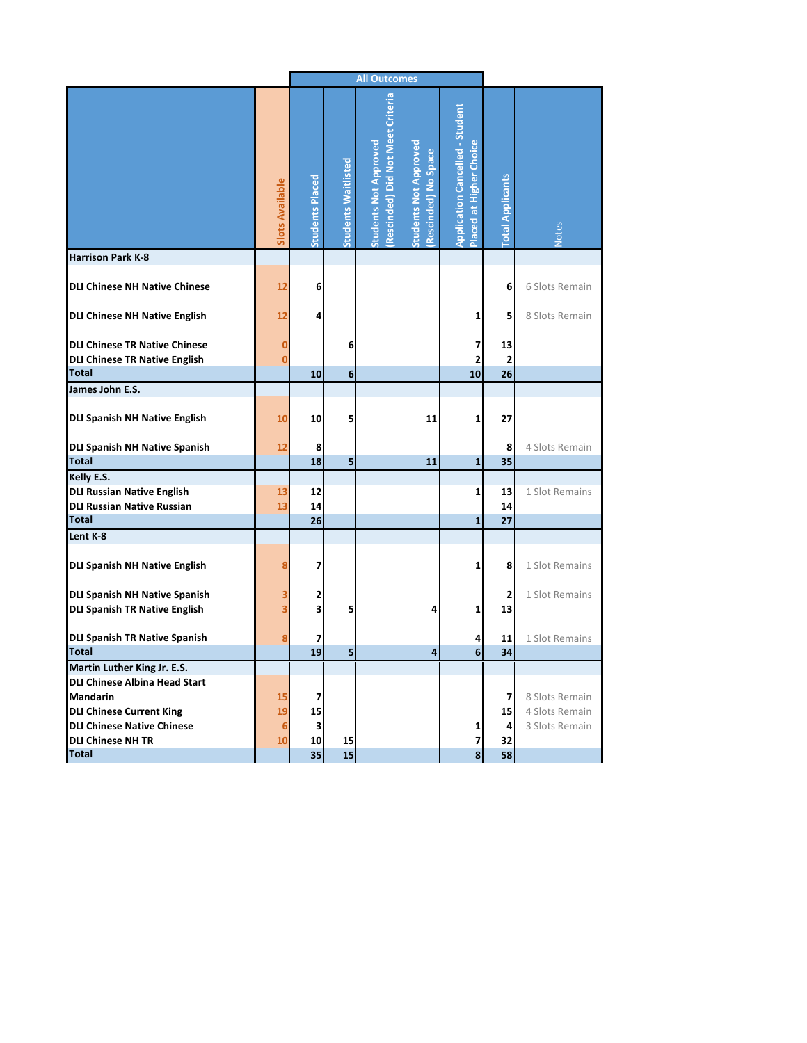| | | All Outcomes | | | | | | |
|---|---|---|---|---|---|---|---|---|
| | Slots Available | Students Placed | Students Waitlisted | Students Not Approved (Rescinded) Did Not Meet Criteria | Students Not Approved (Rescinded) No Space | Application Cancelled - Student Placed at Higher Choice | Total Applicants | Notes |
| **Harrison Park K-8** | | | | | | | | |
| **DLI Chinese NH Native Chinese** | 12 | 6 | | | | | 6 | 6 Slots Remain |
| **DLI Chinese NH Native English** | 12 | 4 | | | | 1 | 5 | 8 Slots Remain |
| **DLI Chinese TR Native Chinese** | 0 | | 6 | | | 7 | 13 | |
| **DLI Chinese TR Native English** | 0 | | | | | 2 | 2 | |
| **Total** | | 10 | 6 | | | 10 | 26 | |
| **James John E.S.** | | | | | | | | |
| **DLI Spanish NH Native English** | 10 | 10 | 5 | | 11 | 1 | 27 | |
| **DLI Spanish NH Native Spanish** | 12 | 8 | | | | | 8 | 4 Slots Remain |
| **Total** | | 18 | 5 | | 11 | 1 | 35 | |
| **Kelly E.S.** | | | | | | | | |
| **DLI Russian Native English** | 13 | 12 | | | | 1 | 13 | 1 Slot Remains |
| **DLI Russian Native Russian** | 13 | 14 | | | | | 14 | |
| **Total** | | 26 | | | | 1 | 27 | |
| **Lent K-8** | | | | | | | | |
| **DLI Spanish NH Native English** | 8 | 7 | | | | 1 | 8 | 1 Slot Remains |
| **DLI Spanish NH Native Spanish** | 3 | 2 | | | | | 2 | 1 Slot Remains |
| **DLI Spanish TR Native English** | 3 | 3 | 5 | | 4 | 1 | 13 | |
| **DLI Spanish TR Native Spanish** | 8 | 7 | | | | 4 | 11 | 1 Slot Remains |
| **Total** | | 19 | 5 | | 4 | 6 | 34 | |
| **Martin Luther King Jr. E.S.** | | | | | | | | |
| **DLI Chinese Albina Head Start Mandarin** | 15 | 7 | | | | | 7 | 8 Slots Remain |
| **DLI Chinese Current King** | 19 | 15 | | | | | 15 | 4 Slots Remain |
| **DLI Chinese Native Chinese** | 6 | 3 | | | | 1 | 4 | 3 Slots Remain |
| **DLI Chinese NH TR** | 10 | 10 | 15 | | | 7 | 32 | |
| **Total** | | 35 | 15 | | | 8 | 58 | |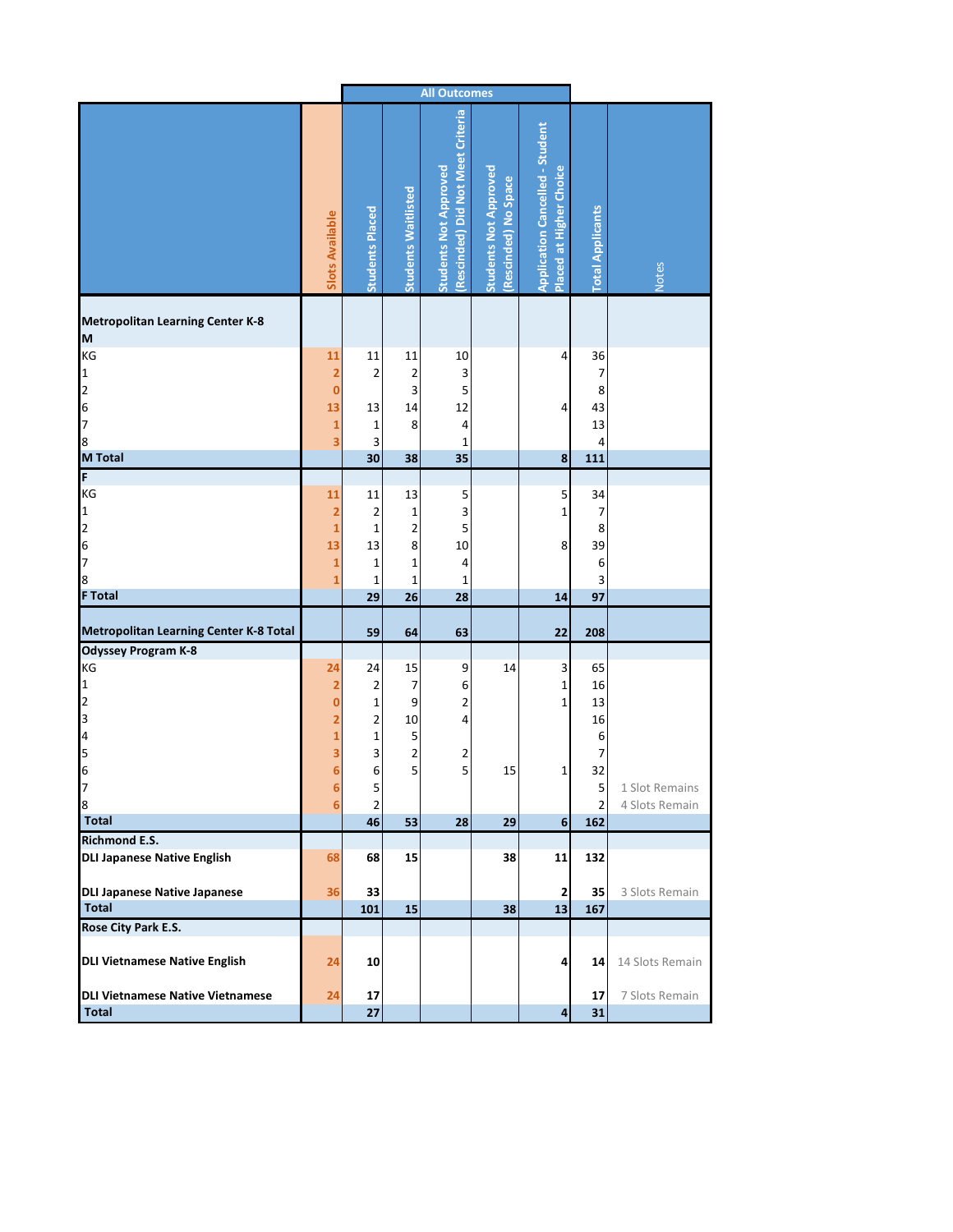| | Slots Available | All Outcomes | | | | | Total Applicants | Notes |
|---|---|---|---|---|---|---|---|---|
| | | Students Placed | Students Waitlisted | Students Not Approved (Rescinded) Did Not Meet Criteria | Students Not Approved (Rescinded) No Space | Application Cancelled - Student Placed at Higher Choice | | |
| **Metropolitan Learning Center K-8** | | | | | | | | |
| **M** | | | | | | | | |
| KG | 11 | 11 | 11 | 10 | | 4 | 36 | |
| 1 | 2 | 2 | 2 | 3 | | | 7 | |
| 2 | 0 | | 3 | 5 | | | 8 | |
| 6 | 13 | 13 | 14 | 12 | | 4 | 43 | |
| 7 | 1 | 1 | 8 | 4 | | | 13 | |
| 8 | 3 | 3 | | 1 | | | 4 | |
| **M Total** | | **30** | **38** | **35** | | **8** | **111** | |
| **F** | | | | | | | | |
| KG | 11 | 11 | 13 | 5 | | 5 | 34 | |
| 1 | 2 | 2 | 1 | 3 | | 1 | 7 | |
| 2 | 1 | 1 | 2 | 5 | | | 8 | |
| 6 | 13 | 13 | 8 | 10 | | 8 | 39 | |
| 7 | 1 | 1 | 1 | 4 | | | 6 | |
| 8 | 1 | 1 | 1 | 1 | | | 3 | |
| **F Total** | | **29** | **26** | **28** | | **14** | **97** | |
| **Metropolitan Learning Center K-8 Total** | | **59** | **64** | **63** | | **22** | **208** | |
| **Odyssey Program K-8** | | | | | | | | |
| KG | 24 | 24 | 15 | 9 | 14 | 3 | 65 | |
| 1 | 2 | 2 | 7 | 6 | | 1 | 16 | |
| 2 | 0 | 1 | 9 | 2 | | 1 | 13 | |
| 3 | 2 | 2 | 10 | 4 | | | 16 | |
| 4 | 1 | 1 | 5 | | | | 6 | |
| 5 | 3 | 3 | 2 | 2 | | | 7 | |
| 6 | 6 | 6 | 5 | 5 | 15 | 1 | 32 | |
| 7 | 6 | 5 | | | | | 5 | 1 Slot Remains |
| 8 | 6 | 2 | | | | | 2 | 4 Slots Remain |
| **Total** | | **46** | **53** | **28** | **29** | **6** | **162** | |
| **Richmond E.S.** | | | | | | | | |
| **DLI Japanese Native English** | 68 | **68** | **15** | | **38** | **11** | **132** | |
| **DLI Japanese Native Japanese** | 36 | **33** | | | | **2** | **35** | 3 Slots Remain |
| **Total** | | **101** | **15** | | **38** | **13** | **167** | |
| **Rose City Park E.S.** | | | | | | | | |
| **DLI Vietnamese Native English** | 24 | **10** | | | | **4** | **14** | 14 Slots Remain |
| **DLI Vietnamese Native Vietnamese** | 24 | **17** | | | | | **17** | 7 Slots Remain |
| **Total** | | **27** | | | | **4** | **31** | |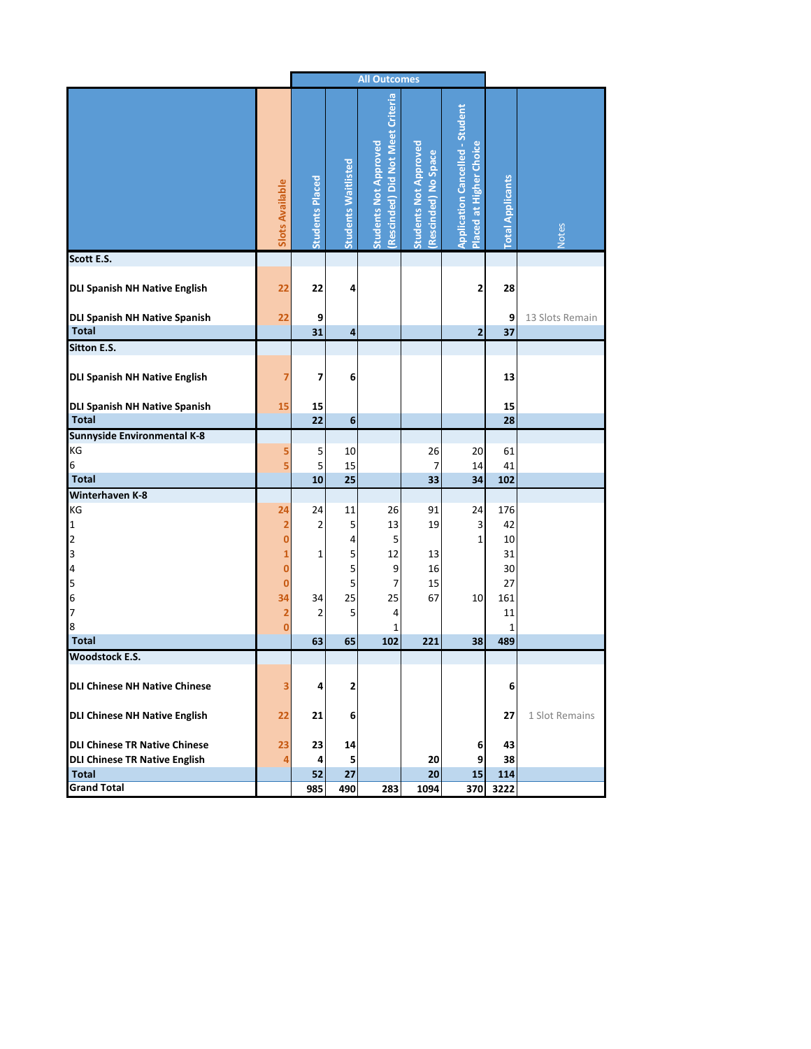| | | All Outcomes | | | | | | |
|---|---|---|---|---|---|---|---|---|
| | Slots Available | Students Placed | Students Waitlisted | Students Not Approved (Rescinded) Did Not Meet Criteria | Students Not Approved (Rescinded) No Space | Application Cancelled - Student Placed at Higher Choice | Total Applicants | Notes |
| **Scott E.S.** | | | | | | | | |
| **DLI Spanish NH Native English** | 22 | **22** | **4** | | | **2** | **28** | |
| **DLI Spanish NH Native Spanish** | 22 | **9** | | | | | **9** | 13 Slots Remain |
| **Total** | | **31** | **4** | | | **2** | **37** | |
| **Sitton E.S.** | | | | | | | | |
| **DLI Spanish NH Native English** | 7 | **7** | **6** | | | | **13** | |
| **DLI Spanish NH Native Spanish** | 15 | **15** | | | | | **15** | |
| **Total** | | **22** | **6** | | | | **28** | |
| **Sunnyside Environmental K-8** | | | | | | | | |
| KG | 5 | 5 | 10 | | 26 | 20 | 61 | |
| 6 | 5 | 5 | 15 | | 7 | 14 | 41 | |
| **Total** | | **10** | **25** | | **33** | **34** | **102** | |
| **Winterhaven K-8** | | | | | | | | |
| KG | 24 | 24 | 11 | 26 | 91 | 24 | 176 | |
| 1 | 2 | 2 | 5 | 13 | 19 | 3 | 42 | |
| 2 | 0 | | 4 | 5 | | 1 | 10 | |
| 3 | 1 | 1 | 5 | 12 | 13 | | 31 | |
| 4 | 0 | | 5 | 9 | 16 | | 30 | |
| 5 | 0 | | 5 | 7 | 15 | | 27 | |
| 6 | 34 | 34 | 25 | 25 | 67 | 10 | 161 | |
| 7 | 2 | 2 | 5 | 4 | | | 11 | |
| 8 | 0 | | | 1 | | | 1 | |
| **Total** | | **63** | **65** | **102** | **221** | **38** | **489** | |
| **Woodstock E.S.** | | | | | | | | |
| **DLI Chinese NH Native Chinese** | 3 | **4** | **2** | | | | **6** | |
| **DLI Chinese NH Native English** | 22 | **21** | **6** | | | | **27** | 1 Slot Remains |
| **DLI Chinese TR Native Chinese** | 23 | **23** | **14** | | | **6** | **43** | |
| **DLI Chinese TR Native English** | 4 | **4** | **5** | | **20** | **9** | **38** | |
| **Total** | | **52** | **27** | | **20** | **15** | **114** | |
| **Grand Total** | | **985** | **490** | **283** | **1094** | **370** | **3222** | |